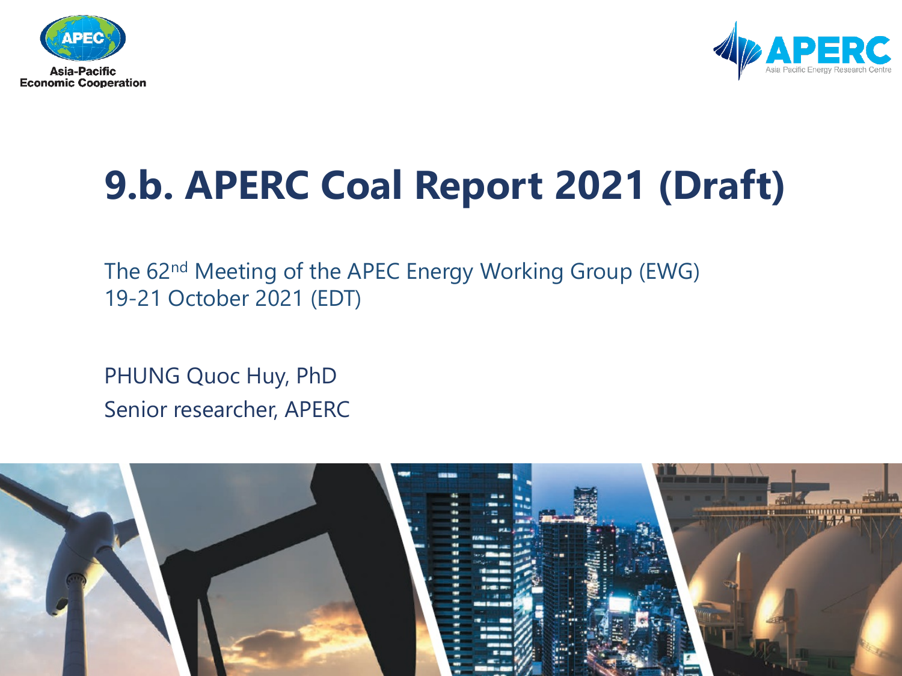# 9.b. APERC Coal Report 2021 (Draft)

The 62nd Meeting of the APEC Energy Working Group (EWG)
19-21 October 2021 (EDT)

PHUNG Quoc Huy, PhD
Senior researcher, APERC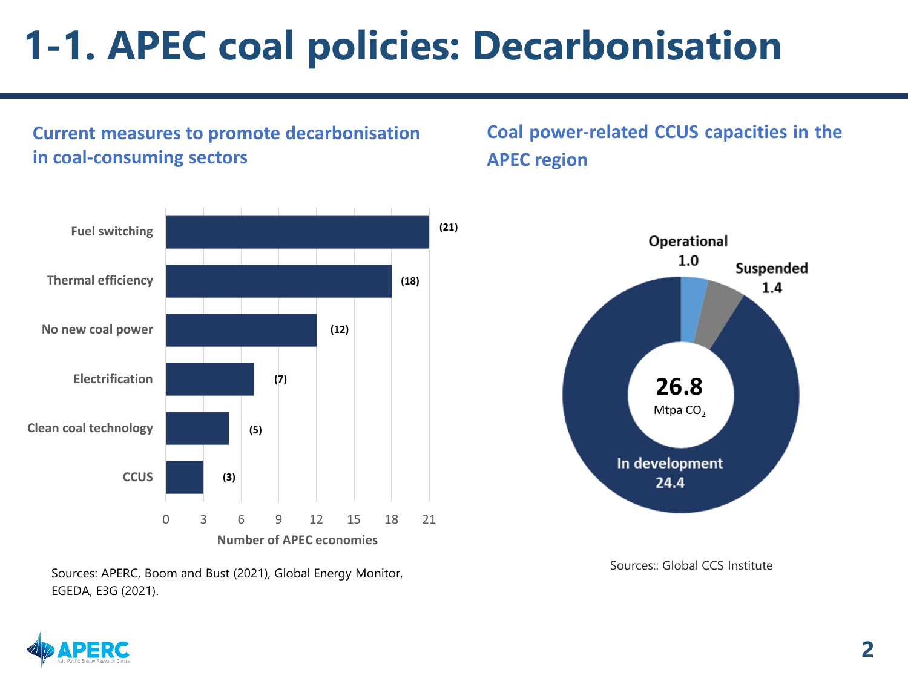# 1-1. APEC coal policies: Decarbonisation

## Current measures to promote decarbonisation in coal-consuming sectors

| Measure | Number of APEC economies |
| --- | --- |
| Fuel switching | (21) |
| Thermal efficiency | (18) |
| No new coal power | (12) |
| Electrification | (7) |
| Clean coal technology | (5) |
| CCUS | (3) |

Sources: APERC, Boom and Bust (2021), Global Energy Monitor, EGEDA, E3G (2021).

## Coal power-related CCUS capacities in the APEC region

| Status | Mtpa $CO_2$ |
| --- | --- |
| Operational | 1.0 |
| Suspended | 1.4 |
| In development | 24.4 |
| Total | 26.8 |

Sources:: Global CCS Institute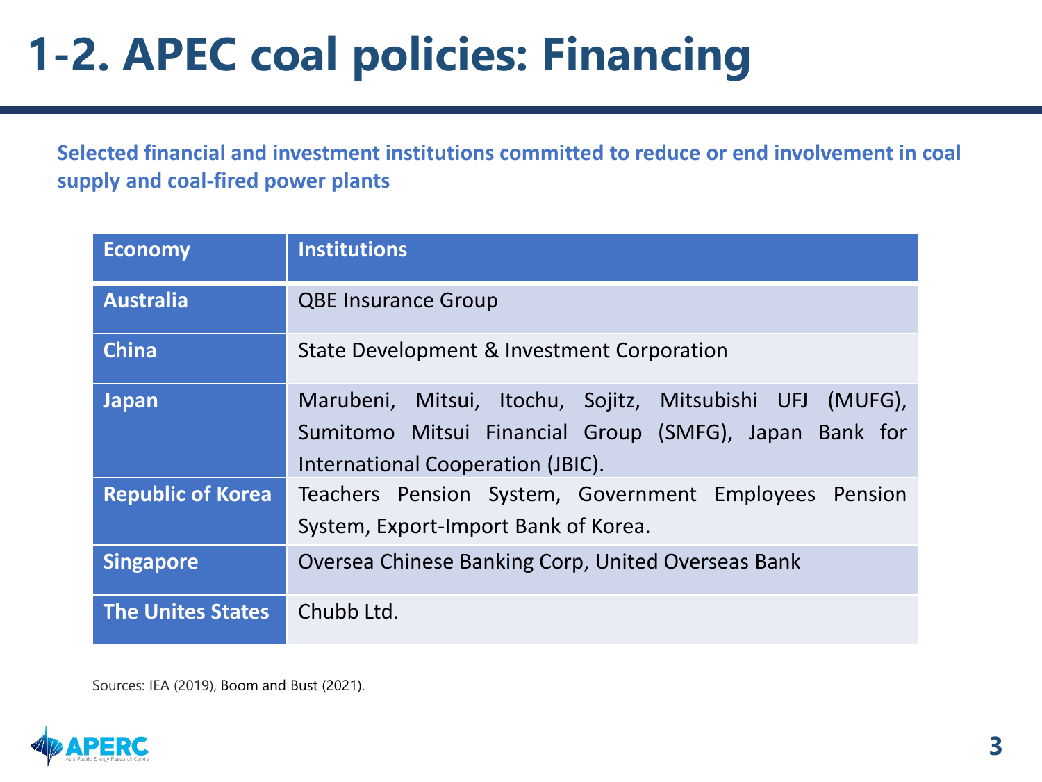# 1-2. APEC coal policies: Financing

**Selected financial and investment institutions committed to reduce or end involvement in coal supply and coal-fired power plants**

| Economy | Institutions |
| --- | --- |
| Australia | QBE Insurance Group |
| China | State Development & Investment Corporation |
| Japan | Marubeni, Mitsui, Itochu, Sojitz, Mitsubishi UFJ (MUFG), Sumitomo Mitsui Financial Group (SMFG), Japan Bank for International Cooperation (JBIC). |
| Republic of Korea | Teachers Pension System, Government Employees Pension System, Export-Import Bank of Korea. |
| Singapore | Oversea Chinese Banking Corp, United Overseas Bank |
| The Unites States | Chubb Ltd. |

Sources: IEA (2019), Boom and Bust (2021).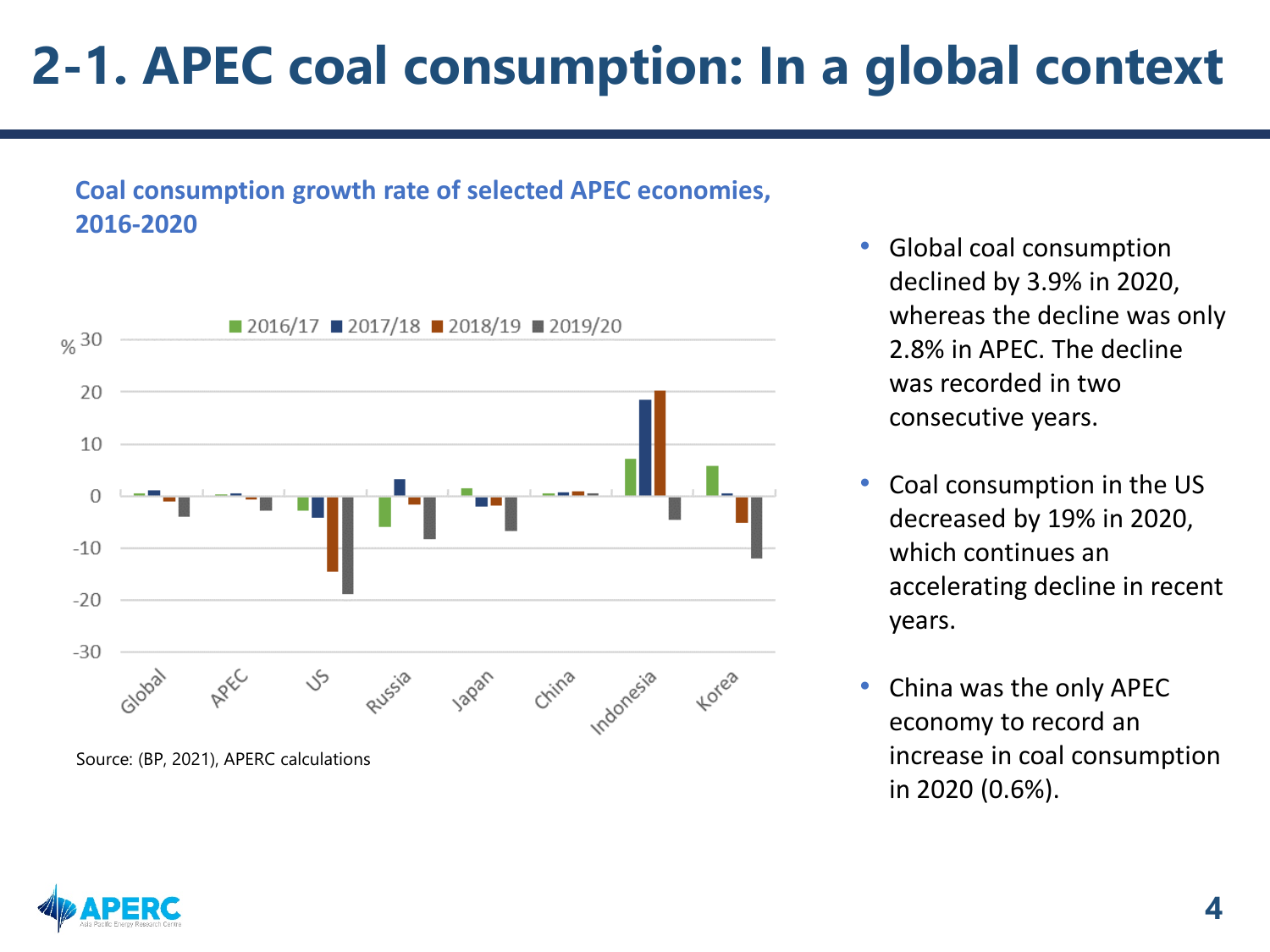# 2-1. APEC coal consumption: In a global context

**Coal consumption growth rate of selected APEC economies, 2016-2020**

Source: (BP, 2021), APERC calculations

- Global coal consumption declined by 3.9% in 2020, whereas the decline was only 2.8% in APEC. The decline was recorded in two consecutive years.
- Coal consumption in the US decreased by 19% in 2020, which continues an accelerating decline in recent years.
- China was the only APEC economy to record an increase in coal consumption in 2020 (0.6%).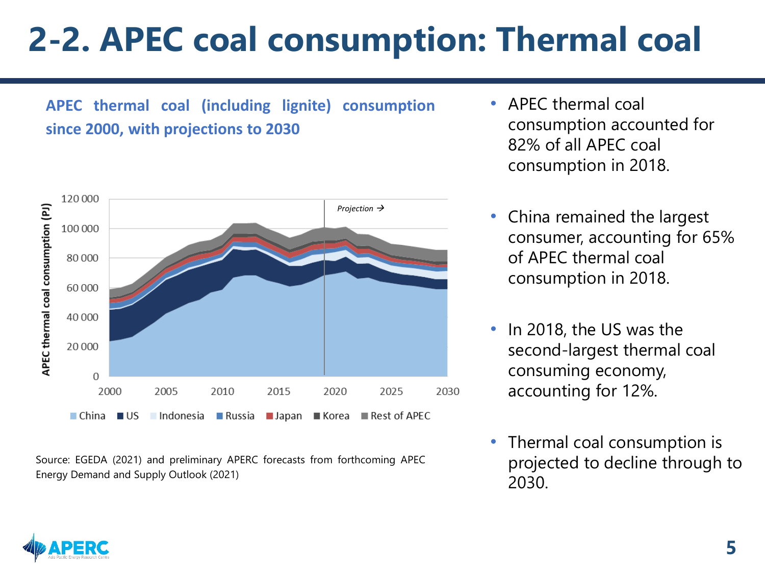# 2-2. APEC coal consumption: Thermal coal

**APEC thermal coal (including lignite) consumption since 2000, with projections to 2030**

Source: EGEDA (2021) and preliminary APERC forecasts from forthcoming APEC Energy Demand and Supply Outlook (2021)

- APEC thermal coal consumption accounted for 82% of all APEC coal consumption in 2018.
- China remained the largest consumer, accounting for 65% of APEC thermal coal consumption in 2018.
- In 2018, the US was the second-largest thermal coal consuming economy, accounting for 12%.
- Thermal coal consumption is projected to decline through to 2030.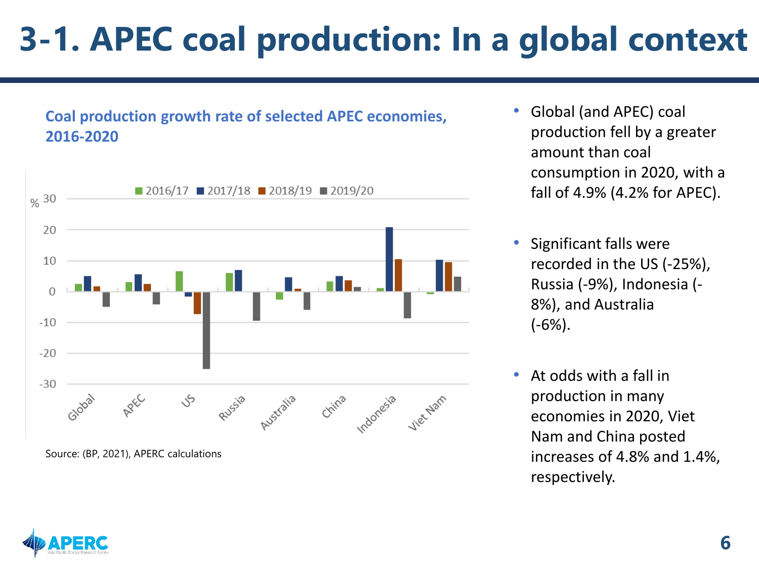# 3-1. APEC coal production: In a global context

**Coal production growth rate of selected APEC economies, 2016-2020**

Source: (BP, 2021), APERC calculations

- Global (and APEC) coal production fell by a greater amount than coal consumption in 2020, with a fall of 4.9% (4.2% for APEC).
- Significant falls were recorded in the US (-25%), Russia (-9%), Indonesia (-8%), and Australia (-6%).
- At odds with a fall in production in many economies in 2020, Viet Nam and China posted increases of 4.8% and 1.4%, respectively.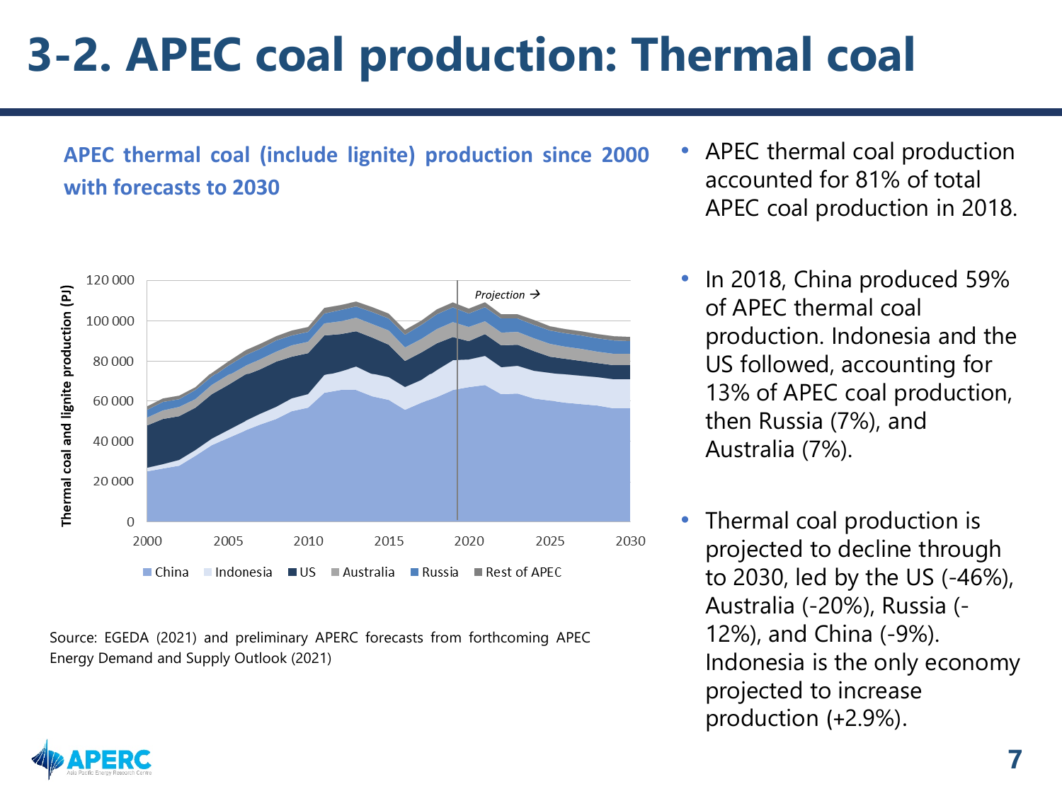# 3-2. APEC coal production: Thermal coal

**APEC thermal coal (include lignite) production since 2000 with forecasts to 2030**

Source: EGEDA (2021) and preliminary APERC forecasts from forthcoming APEC Energy Demand and Supply Outlook (2021)

- APEC thermal coal production accounted for 81% of total APEC coal production in 2018.
- In 2018, China produced 59% of APEC thermal coal production. Indonesia and the US followed, accounting for 13% of APEC coal production, then Russia (7%), and Australia (7%).
- Thermal coal production is projected to decline through to 2030, led by the US (-46%), Australia (-20%), Russia (-12%), and China (-9%). Indonesia is the only economy projected to increase production (+2.9%).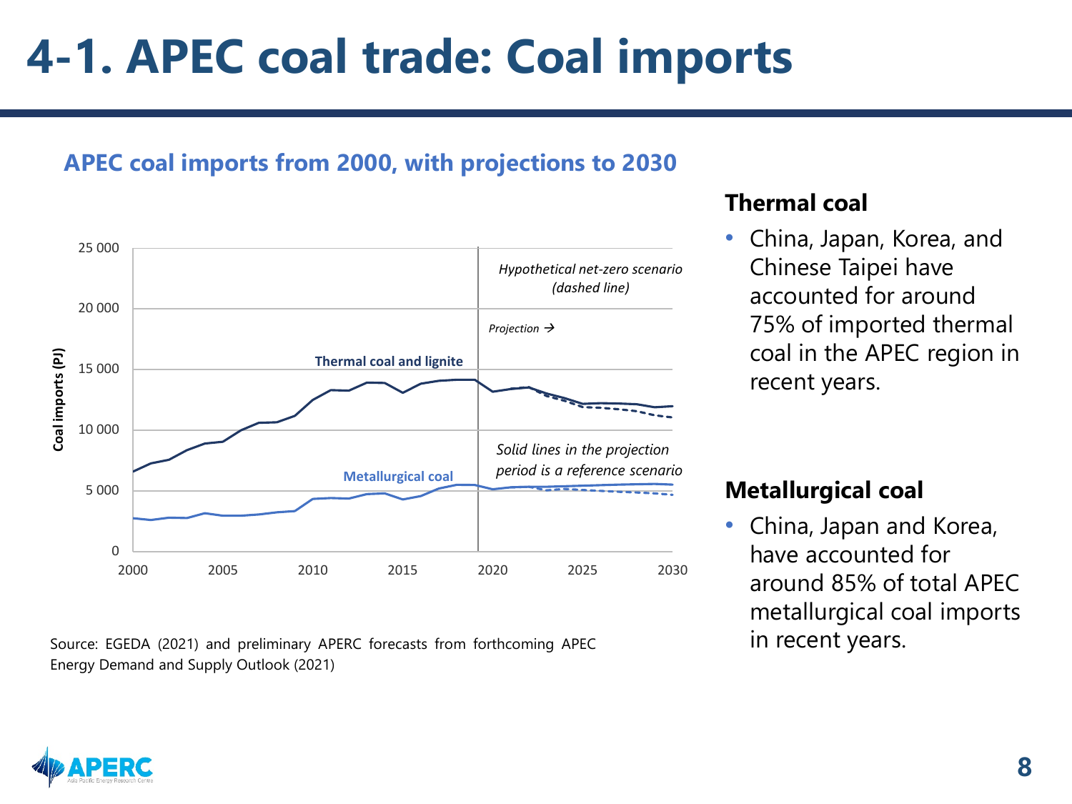# 4-1. APEC coal trade: Coal imports

## APEC coal imports from 2000, with projections to 2030

Source: EGEDA (2021) and preliminary APERC forecasts from forthcoming APEC Energy Demand and Supply Outlook (2021)

### Thermal coal

- China, Japan, Korea, and Chinese Taipei have accounted for around 75% of imported thermal coal in the APEC region in recent years.

### Metallurgical coal

- China, Japan and Korea, have accounted for around 85% of total APEC metallurgical coal imports in recent years.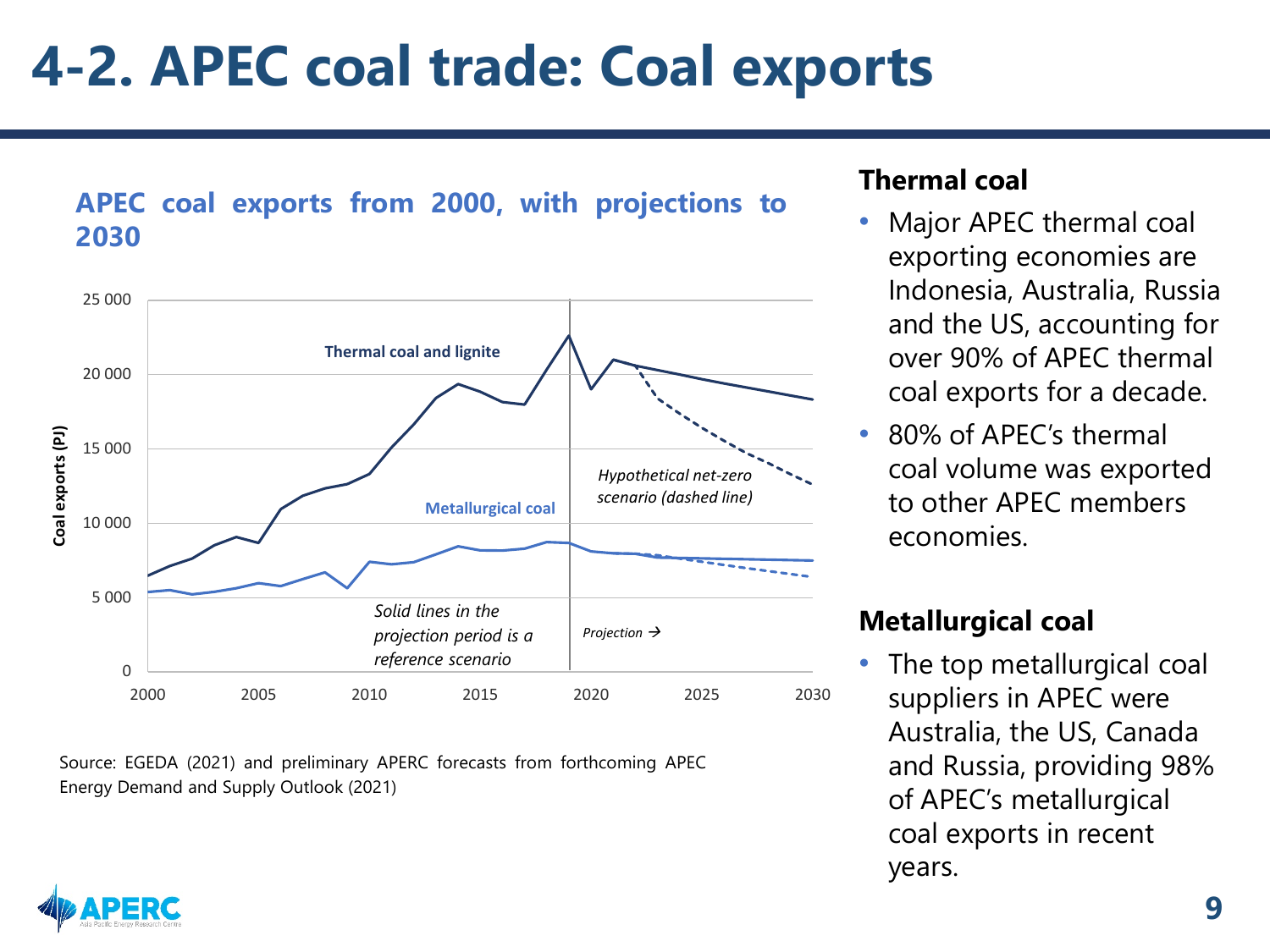# 4-2. APEC coal trade: Coal exports

**APEC coal exports from 2000, with projections to 2030**

Source: EGEDA (2021) and preliminary APERC forecasts from forthcoming APEC Energy Demand and Supply Outlook (2021)

**Thermal coal**

- Major APEC thermal coal exporting economies are Indonesia, Australia, Russia and the US, accounting for over 90% of APEC thermal coal exports for a decade.
- 80% of APEC's thermal coal volume was exported to other APEC members economies.

**Metallurgical coal**

- The top metallurgical coal suppliers in APEC were Australia, the US, Canada and Russia, providing 98% of APEC's metallurgical coal exports in recent years.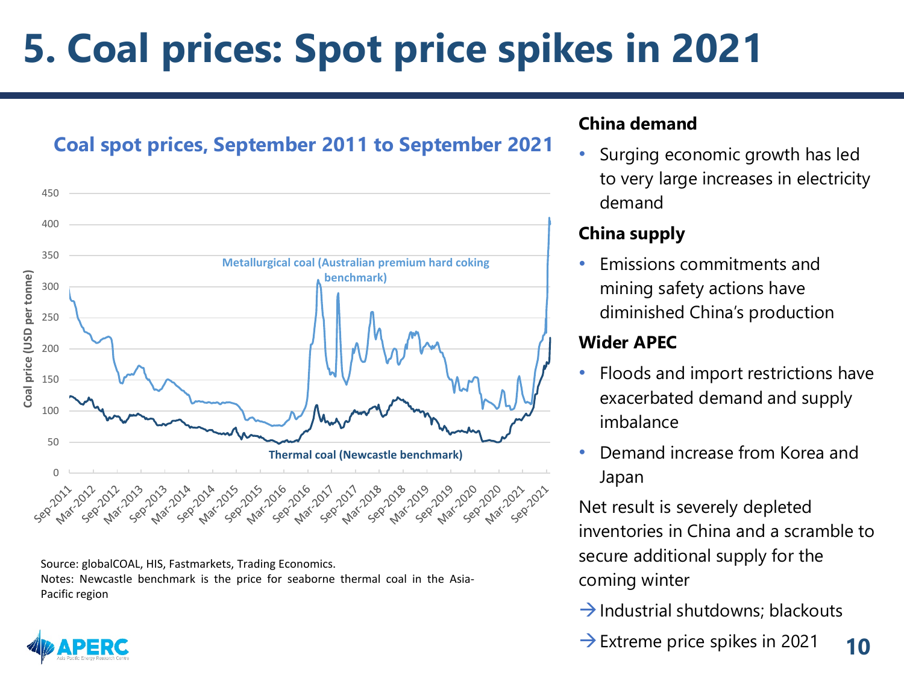# 5. Coal prices: Spot price spikes in 2021

**Coal spot prices, September 2011 to September 2021**

Source: globalCOAL, HIS, Fastmarkets, Trading Economics.
Notes: Newcastle benchmark is the price for seaborne thermal coal in the Asia-Pacific region

**China demand**

- Surging economic growth has led to very large increases in electricity demand

**China supply**

- Emissions commitments and mining safety actions have diminished China's production

**Wider APEC**

- Floods and import restrictions have exacerbated demand and supply imbalance
- Demand increase from Korea and Japan

Net result is severely depleted inventories in China and a scramble to secure additional supply for the coming winter

→ Industrial shutdowns; blackouts

→ Extreme price spikes in 2021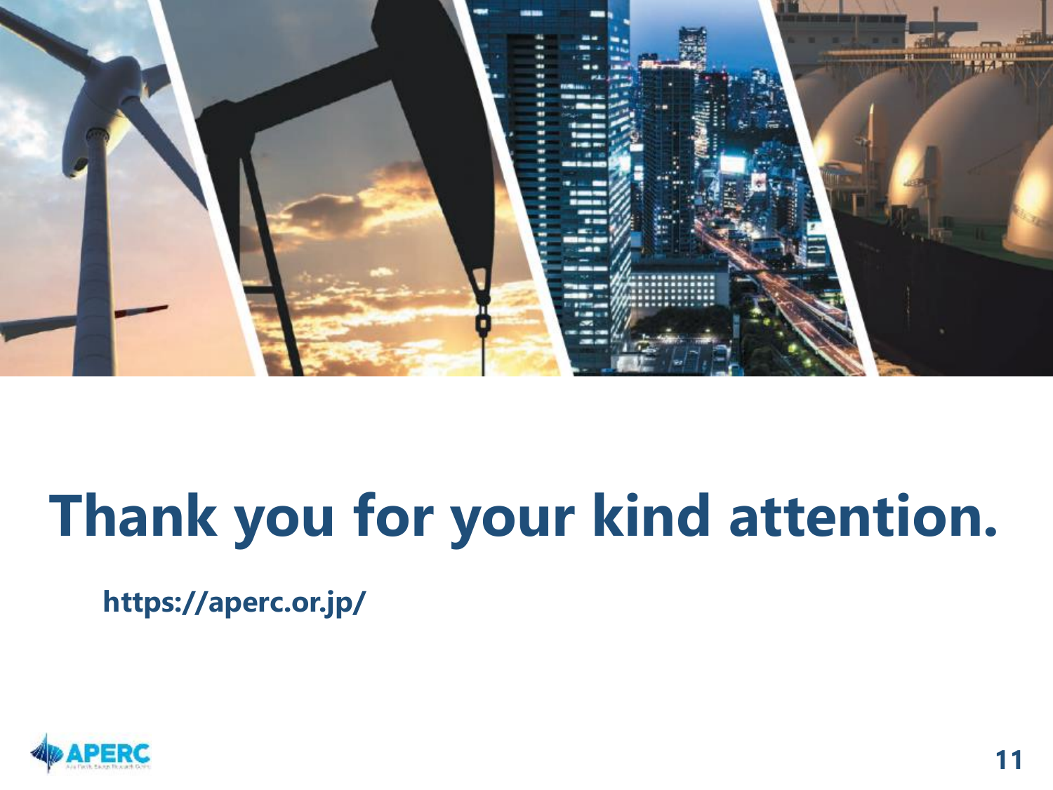# Thank you for your kind attention.

**https://aperc.or.jp/**